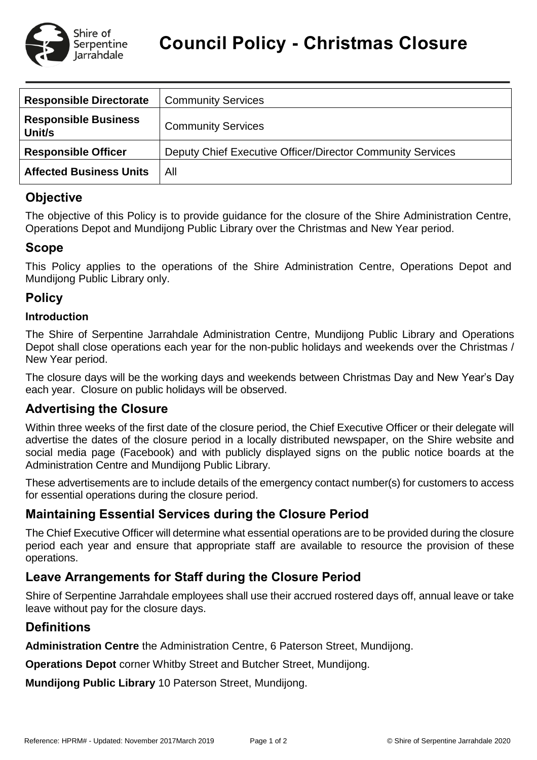# Council Policy - Christmas Closure

| | |
|---|---|
| **Responsible Directorate** | Community Services |
| **Responsible Business Unit/s** | Community Services |
| **Responsible Officer** | Deputy Chief Executive Officer/Director Community Services |
| **Affected Business Units** | All |

## Objective

The objective of this Policy is to provide guidance for the closure of the Shire Administration Centre, Operations Depot and Mundijong Public Library over the Christmas and New Year period.

## Scope

This Policy applies to the operations of the Shire Administration Centre, Operations Depot and Mundijong Public Library only.

## Policy

### Introduction

The Shire of Serpentine Jarrahdale Administration Centre, Mundijong Public Library and Operations Depot shall close operations each year for the non-public holidays and weekends over the Christmas / New Year period.

The closure days will be the working days and weekends between Christmas Day and New Year's Day each year. Closure on public holidays will be observed.

## Advertising the Closure

Within three weeks of the first date of the closure period, the Chief Executive Officer or their delegate will advertise the dates of the closure period in a locally distributed newspaper, on the Shire website and social media page (Facebook) and with publicly displayed signs on the public notice boards at the Administration Centre and Mundijong Public Library.

These advertisements are to include details of the emergency contact number(s) for customers to access for essential operations during the closure period.

## Maintaining Essential Services during the Closure Period

The Chief Executive Officer will determine what essential operations are to be provided during the closure period each year and ensure that appropriate staff are available to resource the provision of these operations.

## Leave Arrangements for Staff during the Closure Period

Shire of Serpentine Jarrahdale employees shall use their accrued rostered days off, annual leave or take leave without pay for the closure days.

## Definitions

**Administration Centre** the Administration Centre, 6 Paterson Street, Mundijong.

**Operations Depot** corner Whitby Street and Butcher Street, Mundijong.

**Mundijong Public Library** 10 Paterson Street, Mundijong.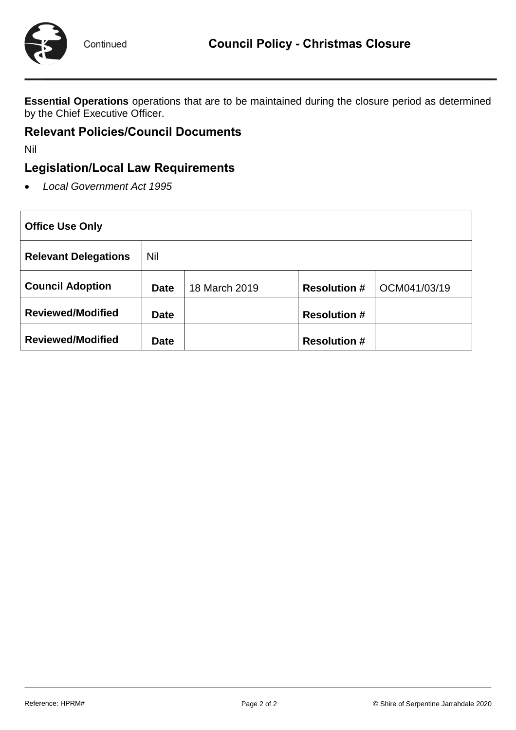**Essential Operations** operations that are to be maintained during the closure period as determined by the Chief Executive Officer.

## Relevant Policies/Council Documents

Nil

## Legislation/Local Law Requirements

- *Local Government Act 1995*

| **Office Use Only** | | | | |
|---|---|---|---|---|
| **Relevant Delegations** | Nil | | | |
| **Council Adoption** | **Date** | 18 March 2019 | **Resolution #** | OCM041/03/19 |
| **Reviewed/Modified** | **Date** | | **Resolution #** | |
| **Reviewed/Modified** | **Date** | | **Resolution #** | |

Reference: HPRM#

© Shire of Serpentine Jarrahdale 2020